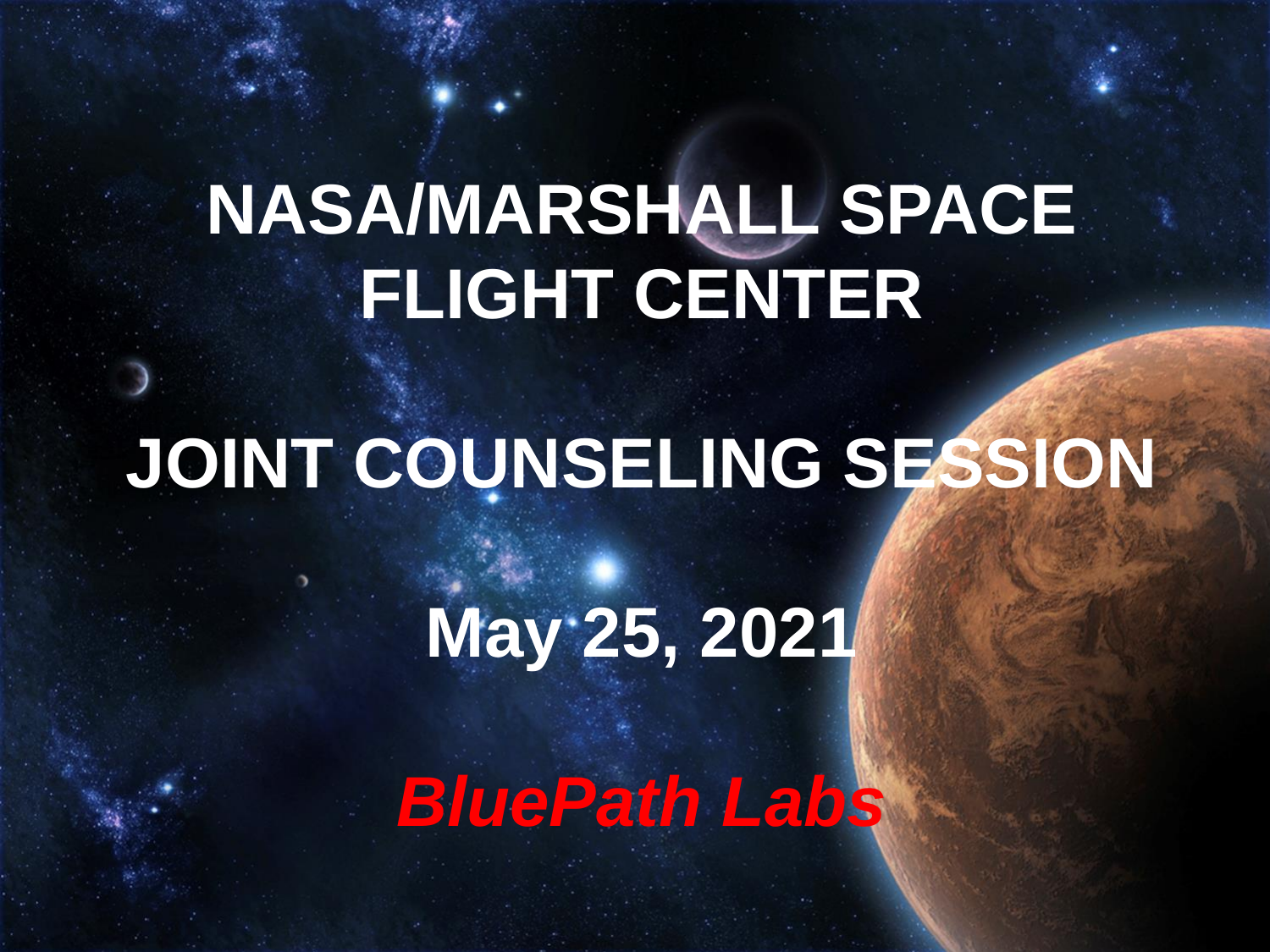# NASA/MARSHALL SPACE FLIGHT CENTER

# JOINT COUNSELING SESSION

## May 25, 2021

***BluePath Labs***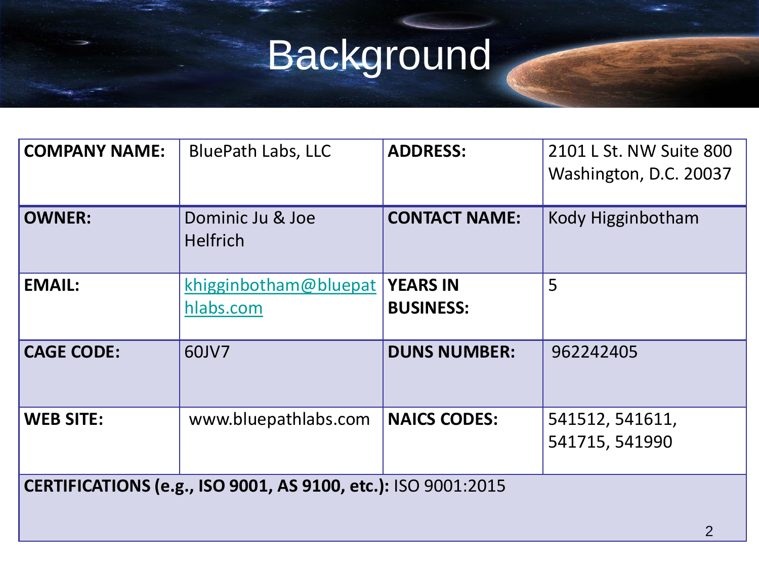# Background

| COMPANY NAME: | BluePath Labs, LLC | ADDRESS: | 2101 L St. NW Suite 800 Washington, D.C. 20037 |
|---|---|---|---|
| OWNER: | Dominic Ju & Joe Helfrich | CONTACT NAME: | Kody Higginbotham |
| EMAIL: | khigginbotham@bluepathlabs.com | YEARS IN BUSINESS: | 5 |
| CAGE CODE: | 60JV7 | DUNS NUMBER: | 962242405 |
| WEB SITE: | www.bluepathlabs.com | NAICS CODES: | 541512, 541611, 541715, 541990 |
| **CERTIFICATIONS (e.g., ISO 9001, AS 9100, etc.):** ISO 9001:2015 | | | |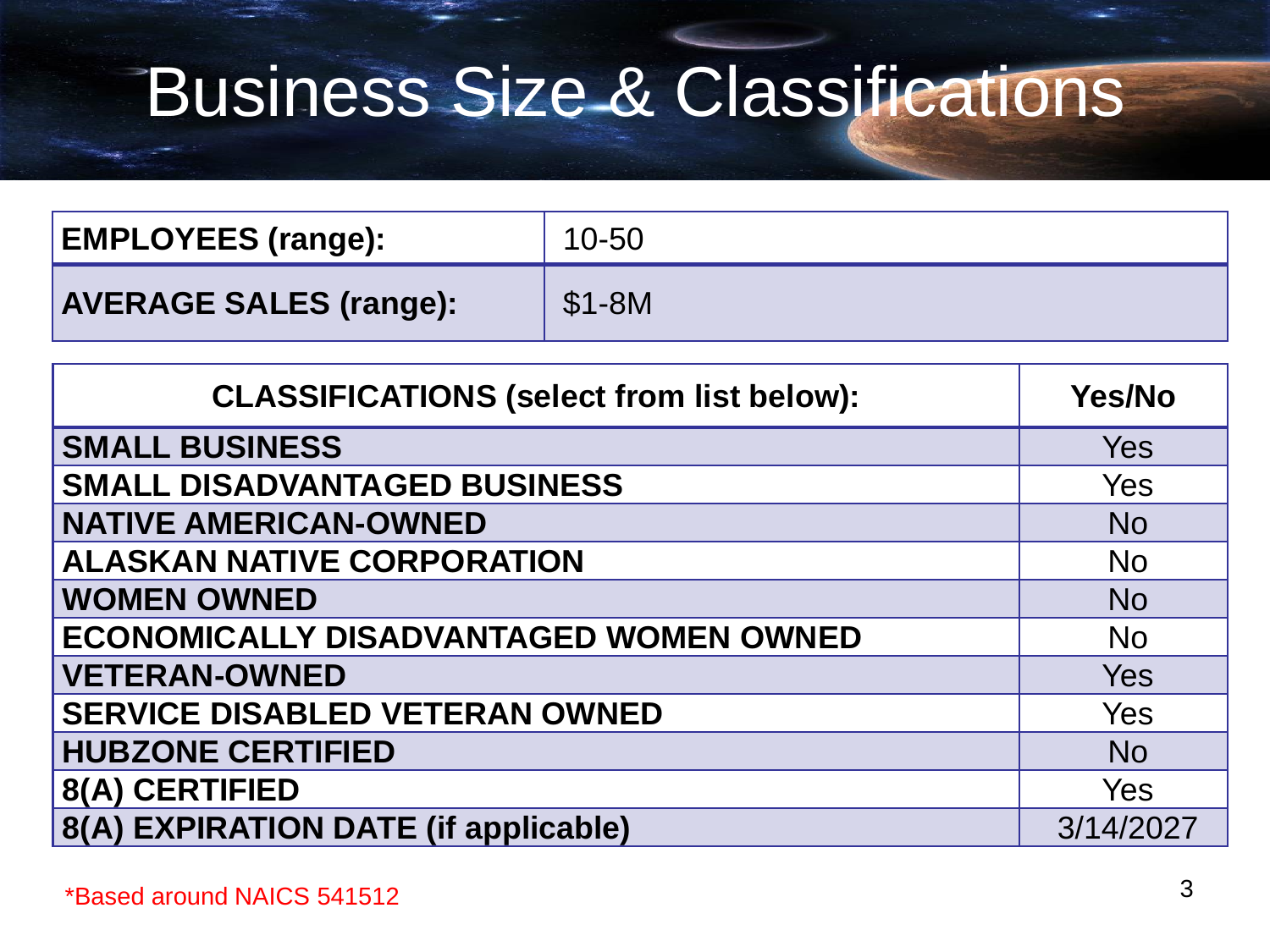# Business Size & Classifications

| EMPLOYEES (range): | 10-50 |
|---|---|
| **AVERAGE SALES (range):** | $1-8M |

| CLASSIFICATIONS (select from list below): | Yes/No |
|---|---|
| **SMALL BUSINESS** | Yes |
| **SMALL DISADVANTAGED BUSINESS** | Yes |
| **NATIVE AMERICAN-OWNED** | No |
| **ALASKAN NATIVE CORPORATION** | No |
| **WOMEN OWNED** | No |
| **ECONOMICALLY DISADVANTAGED WOMEN OWNED** | No |
| **VETERAN-OWNED** | Yes |
| **SERVICE DISABLED VETERAN OWNED** | Yes |
| **HUBZONE CERTIFIED** | No |
| **8(A) CERTIFIED** | Yes |
| **8(A) EXPIRATION DATE (if applicable)** | 3/14/2027 |

*Based around NAICS 541512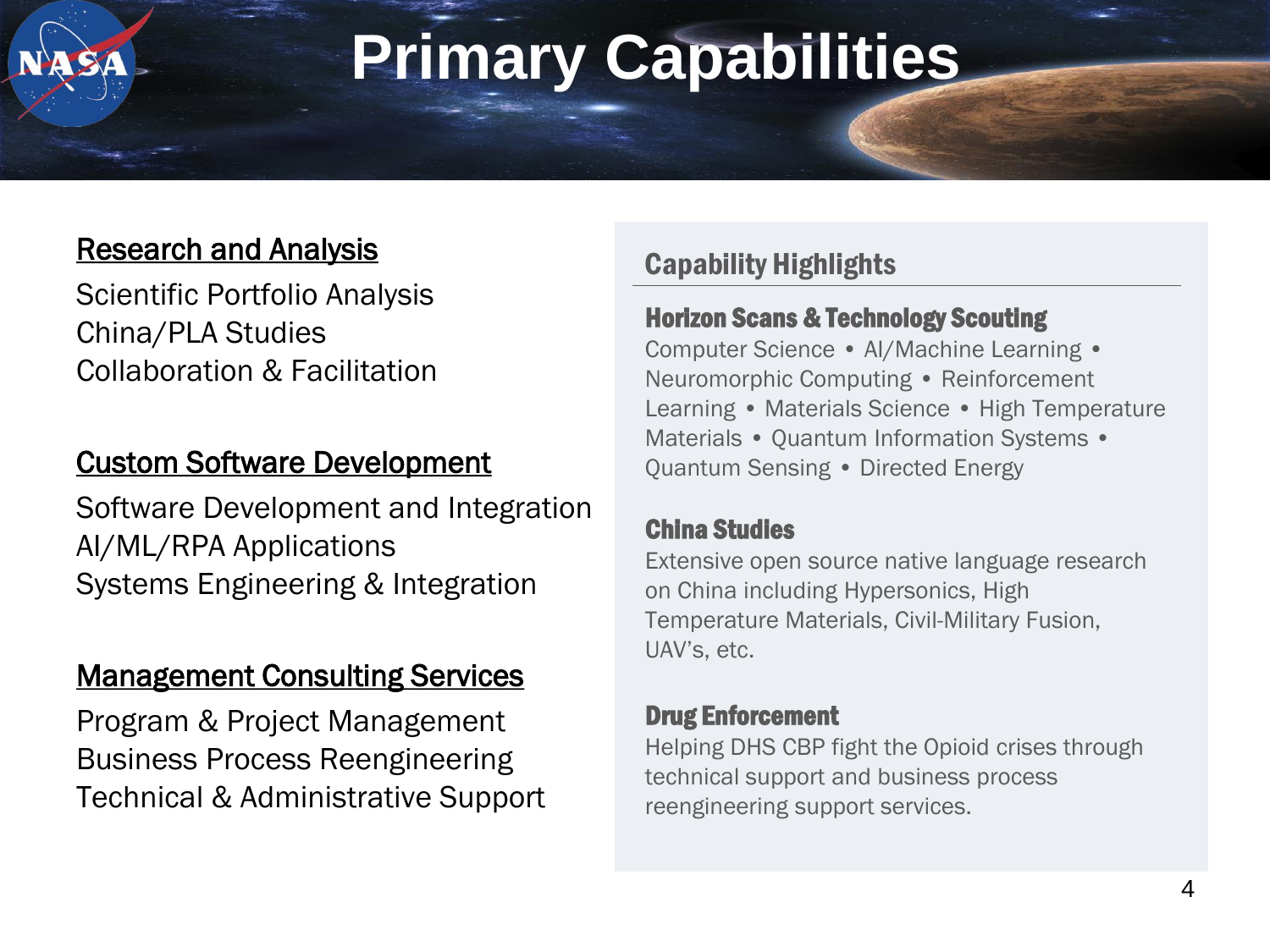# Primary Capabilities

## Research and Analysis

Scientific Portfolio Analysis
China/PLA Studies
Collaboration & Facilitation

## Custom Software Development

Software Development and Integration
AI/ML/RPA Applications
Systems Engineering & Integration

## Management Consulting Services

Program & Project Management
Business Process Reengineering
Technical & Administrative Support

## Capability Highlights

### Horizon Scans & Technology Scouting

Computer Science • AI/Machine Learning • Neuromorphic Computing • Reinforcement Learning • Materials Science • High Temperature Materials • Quantum Information Systems • Quantum Sensing • Directed Energy

### China Studies

Extensive open source native language research on China including Hypersonics, High Temperature Materials, Civil-Military Fusion, UAV's, etc.

### Drug Enforcement

Helping DHS CBP fight the Opioid crises through technical support and business process reengineering support services.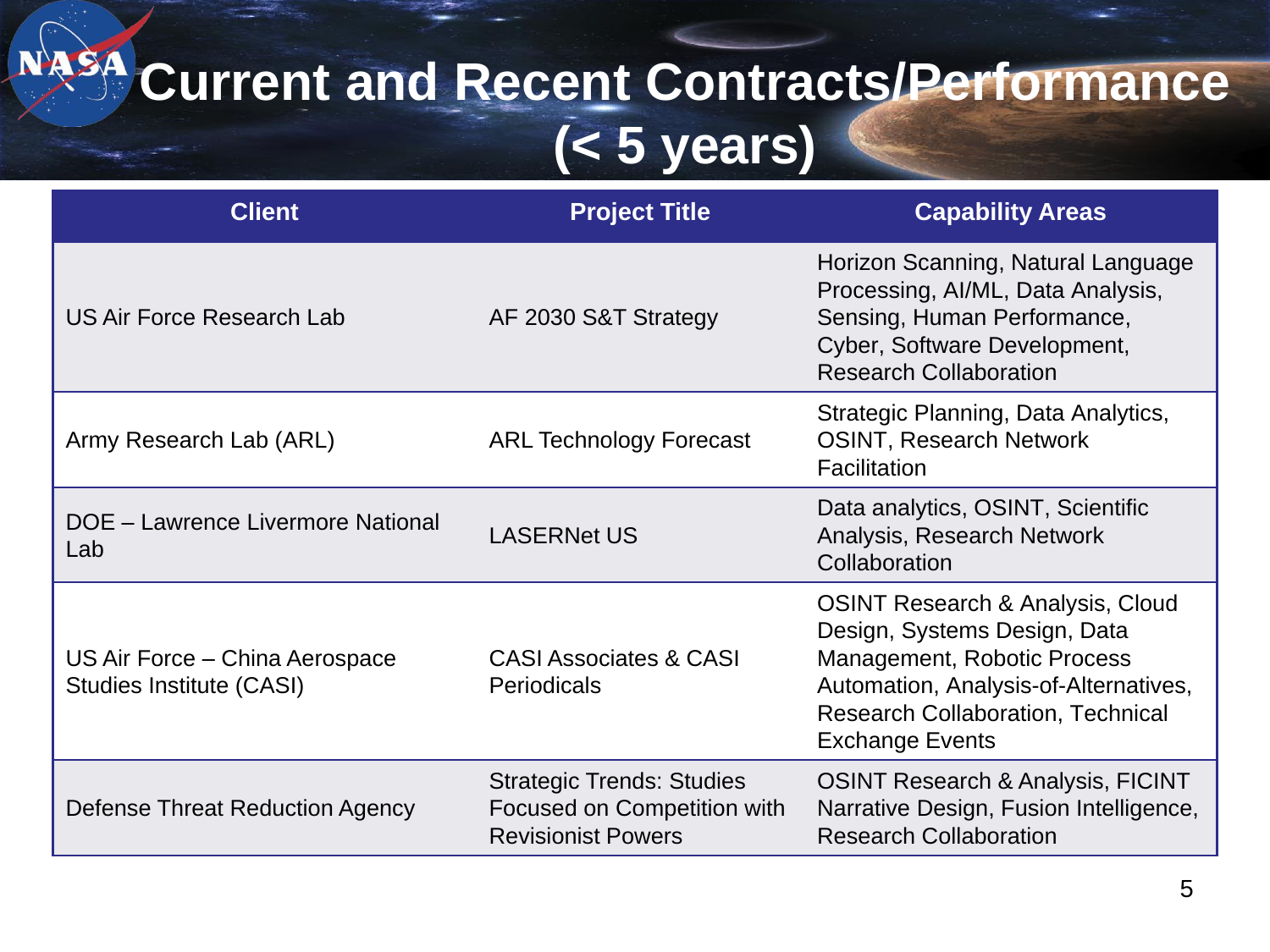# Current and Recent Contracts/Performance (< 5 years)

| Client | Project Title | Capability Areas |
| --- | --- | --- |
| US Air Force Research Lab | AF 2030 S&T Strategy | Horizon Scanning, Natural Language Processing, AI/ML, Data Analysis, Sensing, Human Performance, Cyber, Software Development, Research Collaboration |
| Army Research Lab (ARL) | ARL Technology Forecast | Strategic Planning, Data Analytics, OSINT, Research Network Facilitation |
| DOE – Lawrence Livermore National Lab | LASERNet US | Data analytics, OSINT, Scientific Analysis, Research Network Collaboration |
| US Air Force – China Aerospace Studies Institute (CASI) | CASI Associates & CASI Periodicals | OSINT Research & Analysis, Cloud Design, Systems Design, Data Management, Robotic Process Automation, Analysis-of-Alternatives, Research Collaboration, Technical Exchange Events |
| Defense Threat Reduction Agency | Strategic Trends: Studies Focused on Competition with Revisionist Powers | OSINT Research & Analysis, FICINT Narrative Design, Fusion Intelligence, Research Collaboration |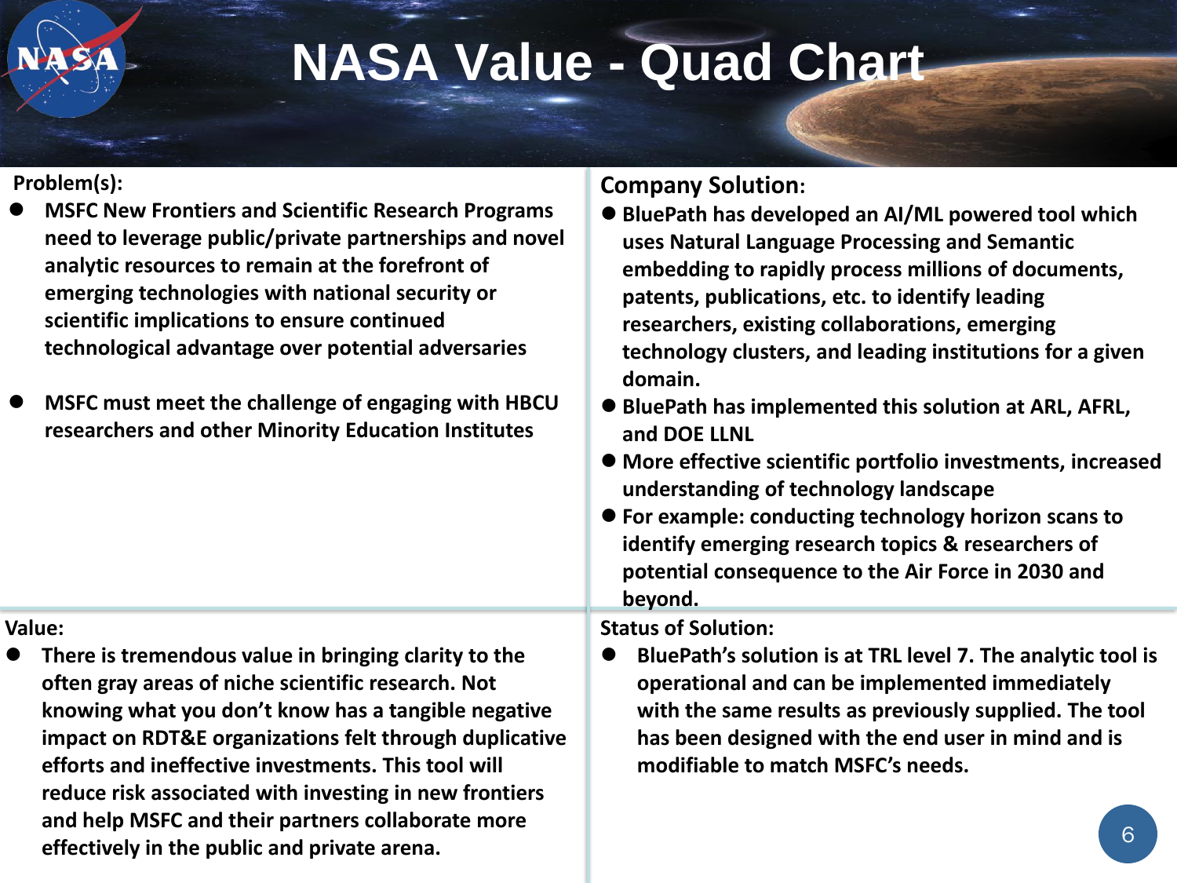# NASA Value - Quad Chart

## Problem(s):

- **MSFC New Frontiers and Scientific Research Programs need to leverage public/private partnerships and novel analytic resources to remain at the forefront of emerging technologies with national security or scientific implications to ensure continued technological advantage over potential adversaries**

- **MSFC must meet the challenge of engaging with HBCU researchers and other Minority Education Institutes**

## Company Solution:

- **BluePath has developed an AI/ML powered tool which uses Natural Language Processing and Semantic embedding to rapidly process millions of documents, patents, publications, etc. to identify leading researchers, existing collaborations, emerging technology clusters, and leading institutions for a given domain.**
- **BluePath has implemented this solution at ARL, AFRL, and DOE LLNL**
- **More effective scientific portfolio investments, increased understanding of technology landscape**
- **For example: conducting technology horizon scans to identify emerging research topics & researchers of potential consequence to the Air Force in 2030 and beyond.**

## Value:

- **There is tremendous value in bringing clarity to the often gray areas of niche scientific research. Not knowing what you don't know has a tangible negative impact on RDT&E organizations felt through duplicative efforts and ineffective investments. This tool will reduce risk associated with investing in new frontiers and help MSFC and their partners collaborate more effectively in the public and private arena.**

## Status of Solution:

- **BluePath's solution is at TRL level 7. The analytic tool is operational and can be implemented immediately with the same results as previously supplied. The tool has been designed with the end user in mind and is modifiable to match MSFC's needs.**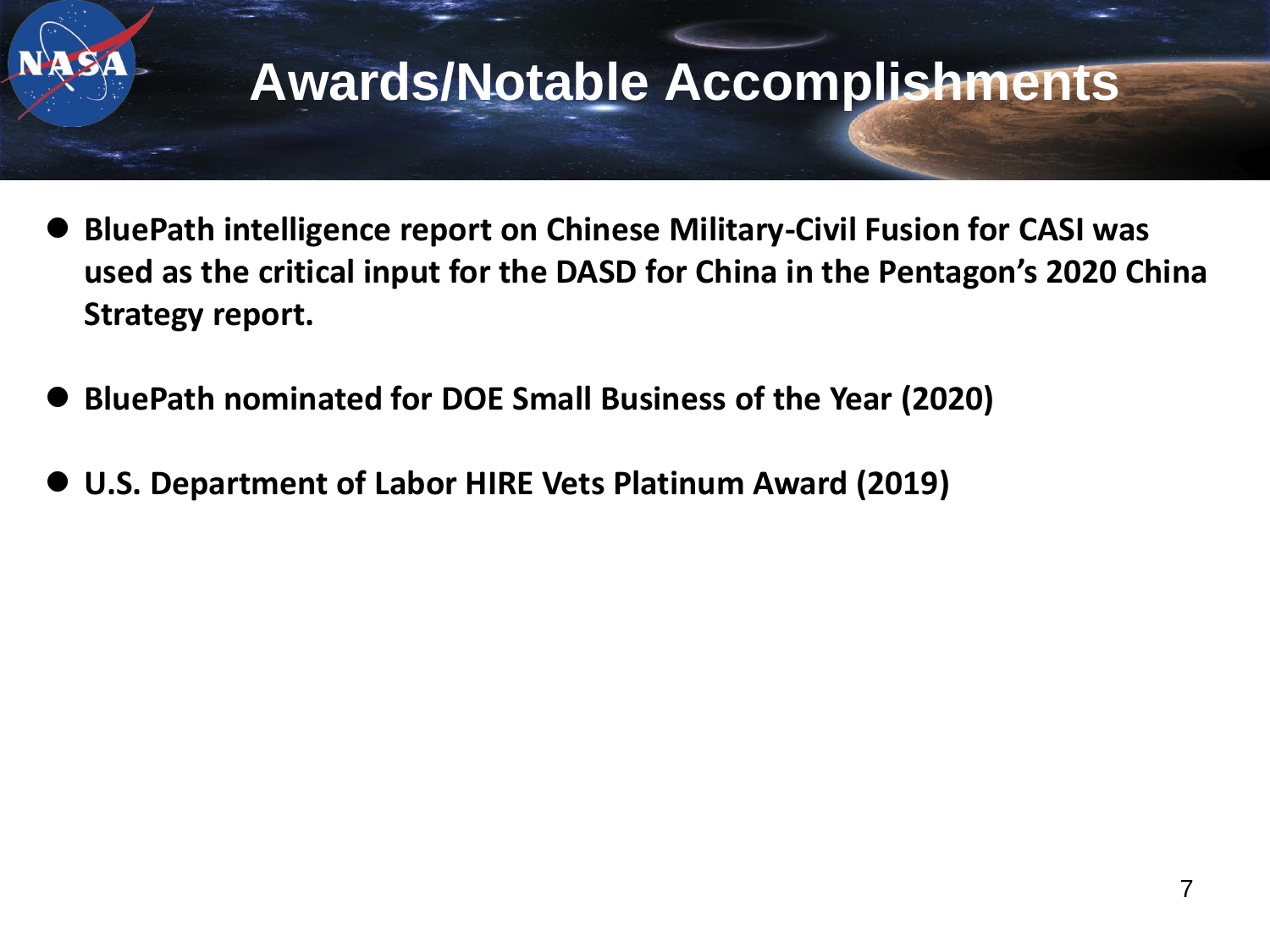# Awards/Notable Accomplishments

- **BluePath intelligence report on Chinese Military-Civil Fusion for CASI was used as the critical input for the DASD for China in the Pentagon's 2020 China Strategy report.**
- **BluePath nominated for DOE Small Business of the Year (2020)**
- **U.S. Department of Labor HIRE Vets Platinum Award (2019)**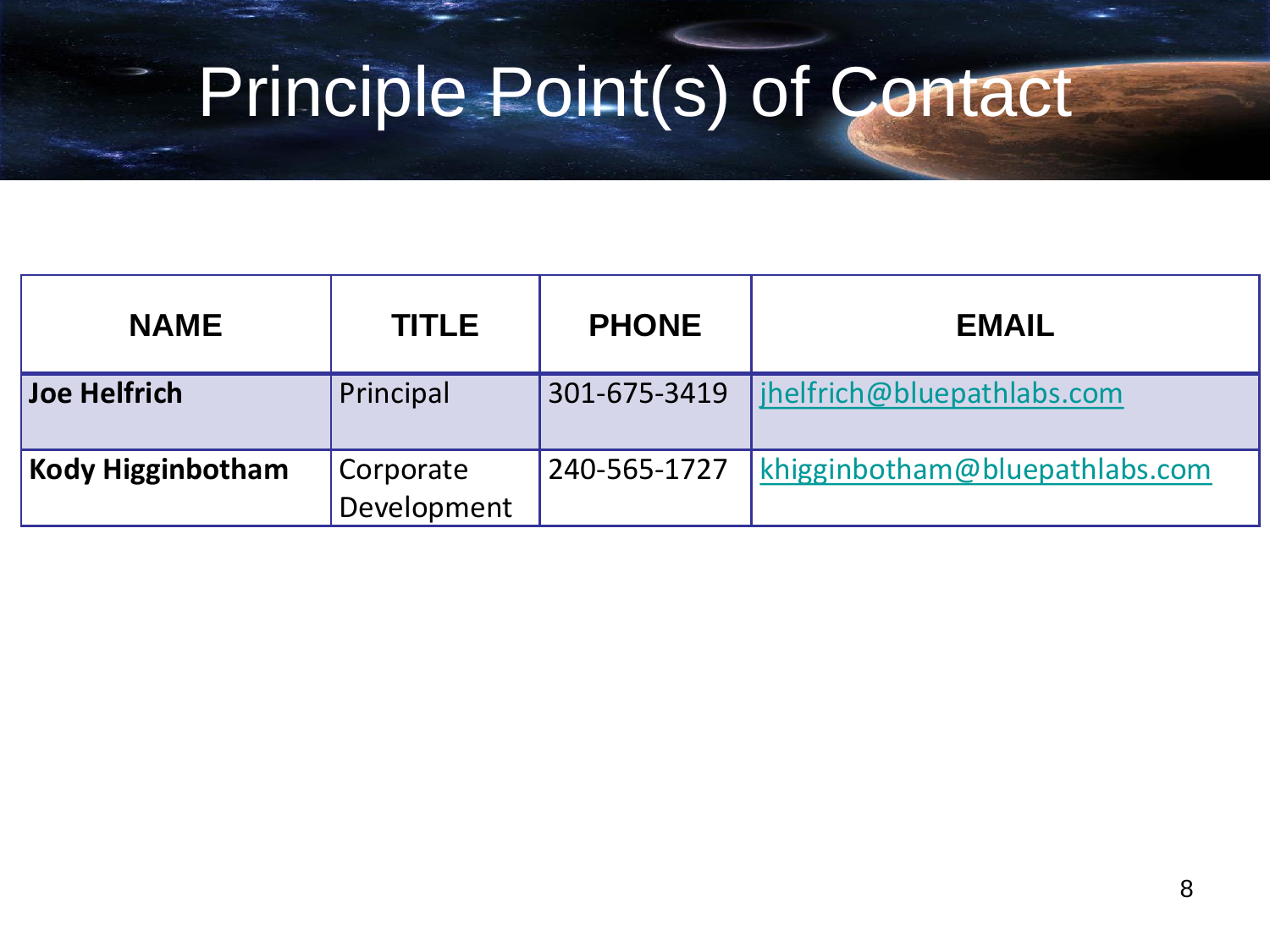# Principle Point(s) of Contact

| NAME | TITLE | PHONE | EMAIL |
| --- | --- | --- | --- |
| **Joe Helfrich** | Principal | 301-675-3419 | jhelfrich@bluepathlabs.com |
| **Kody Higginbotham** | Corporate Development | 240-565-1727 | khigginbotham@bluepathlabs.com |